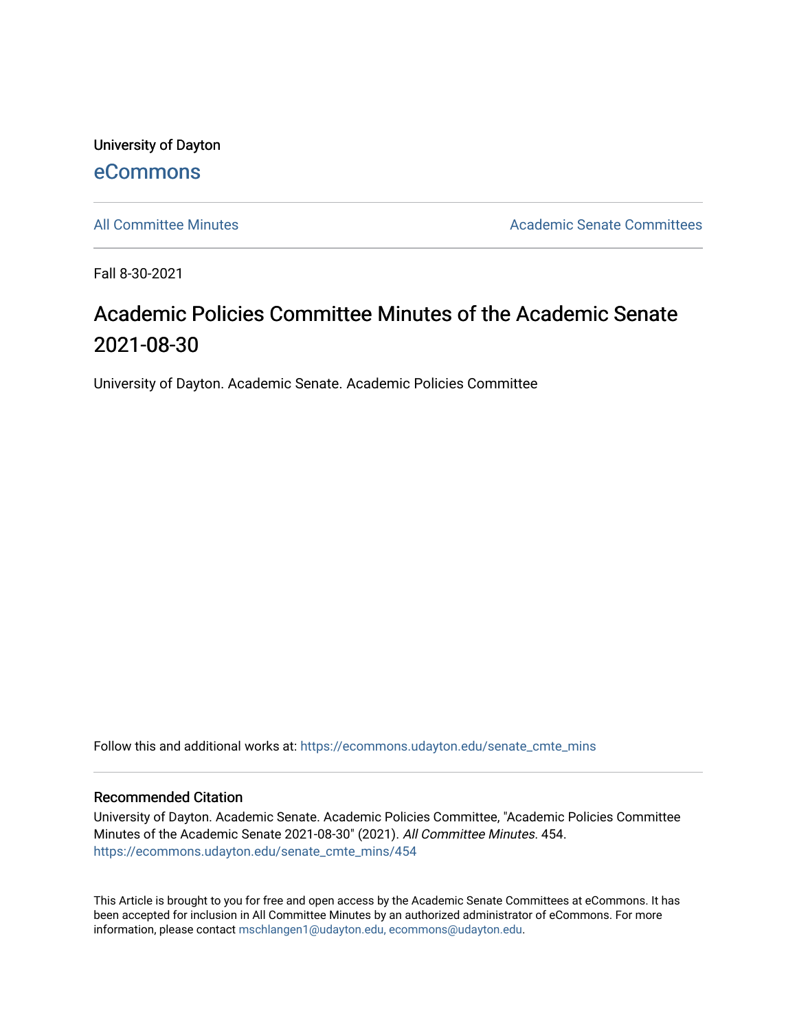University of Dayton

eCommons

All Committee Minutes

Academic Senate Committees

Fall 8-30-2021

# Academic Policies Committee Minutes of the Academic Senate 2021-08-30

University of Dayton. Academic Senate. Academic Policies Committee

Follow this and additional works at: https://ecommons.udayton.edu/senate_cmte_mins

## Recommended Citation

University of Dayton. Academic Senate. Academic Policies Committee, "Academic Policies Committee Minutes of the Academic Senate 2021-08-30" (2021). *All Committee Minutes*. 454.
https://ecommons.udayton.edu/senate_cmte_mins/454

This Article is brought to you for free and open access by the Academic Senate Committees at eCommons. It has been accepted for inclusion in All Committee Minutes by an authorized administrator of eCommons. For more information, please contact mschlangen1@udayton.edu, ecommons@udayton.edu.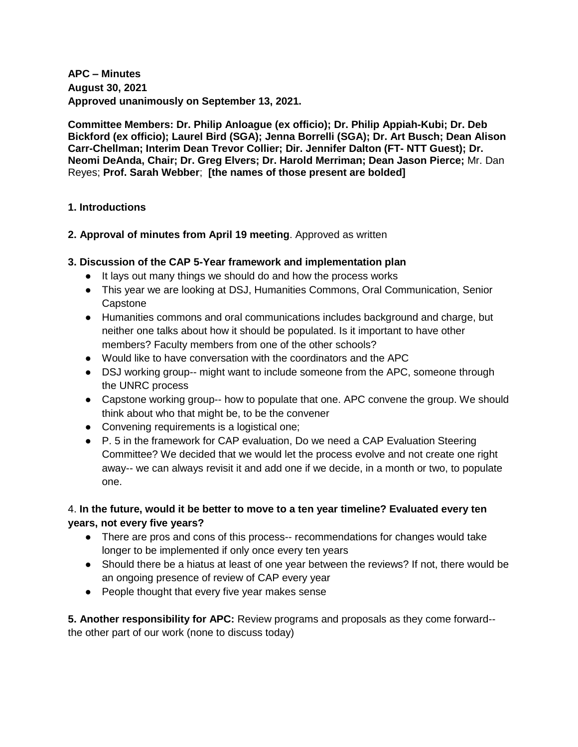**APC – Minutes**
**August 30, 2021**
**Approved unanimously on September 13, 2021.**

**Committee Members: Dr. Philip Anloague (ex officio); Dr. Philip Appiah-Kubi; Dr. Deb Bickford (ex officio); Laurel Bird (SGA); Jenna Borrelli (SGA); Dr. Art Busch; Dean Alison Carr-Chellman; Interim Dean Trevor Collier; Dir. Jennifer Dalton (FT- NTT Guest); Dr. Neomi DeAnda, Chair; Dr. Greg Elvers; Dr. Harold Merriman; Dean Jason Pierce;** Mr. Dan Reyes; **Prof. Sarah Webber**; **[the names of those present are bolded]**

**1. Introductions**

**2. Approval of minutes from April 19 meeting**. Approved as written

**3. Discussion of the CAP 5-Year framework and implementation plan**

- It lays out many things we should do and how the process works
- This year we are looking at DSJ, Humanities Commons, Oral Communication, Senior Capstone
- Humanities commons and oral communications includes background and charge, but neither one talks about how it should be populated. Is it important to have other members? Faculty members from one of the other schools?
- Would like to have conversation with the coordinators and the APC
- DSJ working group-- might want to include someone from the APC, someone through the UNRC process
- Capstone working group-- how to populate that one. APC convene the group. We should think about who that might be, to be the convener
- Convening requirements is a logistical one;
- P. 5 in the framework for CAP evaluation, Do we need a CAP Evaluation Steering Committee? We decided that we would let the process evolve and not create one right away-- we can always revisit it and add one if we decide, in a month or two, to populate one.

4. **In the future, would it be better to move to a ten year timeline? Evaluated every ten years, not every five years?**

- There are pros and cons of this process-- recommendations for changes would take longer to be implemented if only once every ten years
- Should there be a hiatus at least of one year between the reviews? If not, there would be an ongoing presence of review of CAP every year
- People thought that every five year makes sense

**5. Another responsibility for APC:** Review programs and proposals as they come forward-- the other part of our work (none to discuss today)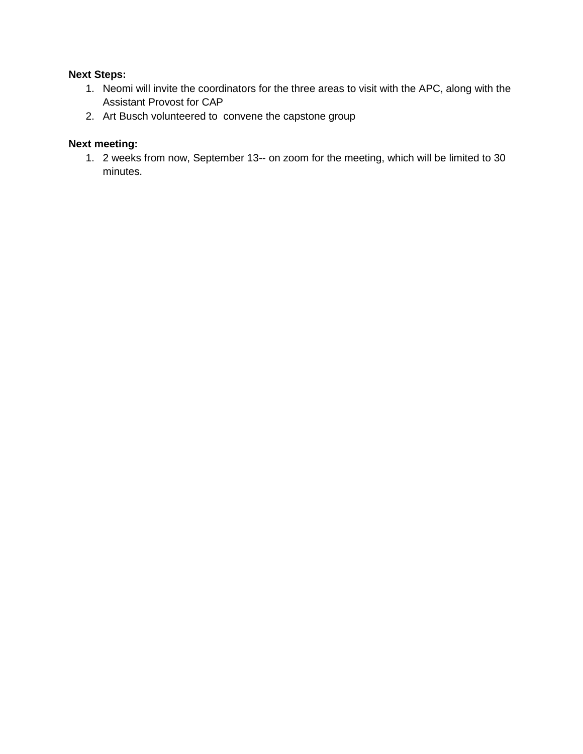**Next Steps:**

1. Neomi will invite the coordinators for the three areas to visit with the APC, along with the Assistant Provost for CAP
2. Art Busch volunteered to convene the capstone group

**Next meeting:**

1. 2 weeks from now, September 13-- on zoom for the meeting, which will be limited to 30 minutes.